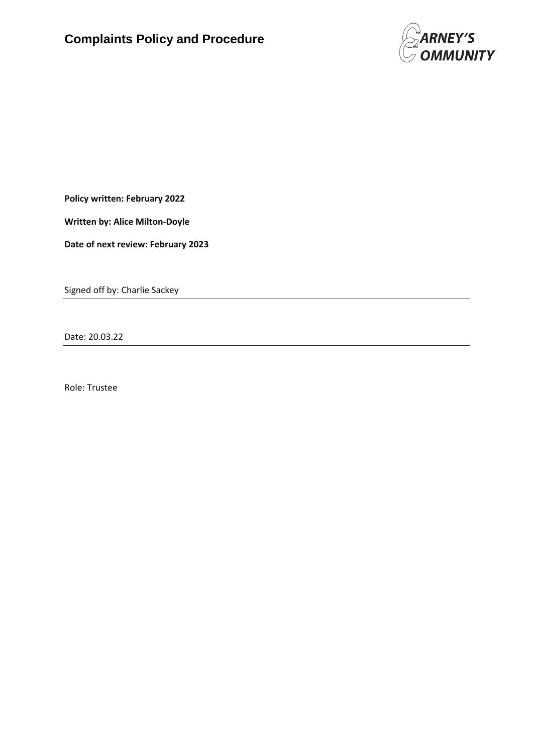# Complaints Policy and Procedure

CARNEY'S COMMUNITY

**Policy written: February 2022**

**Written by: Alice Milton-Doyle**

**Date of next review: February 2023**

Signed off by: Charlie Sackey

Date: 20.03.22

Role: Trustee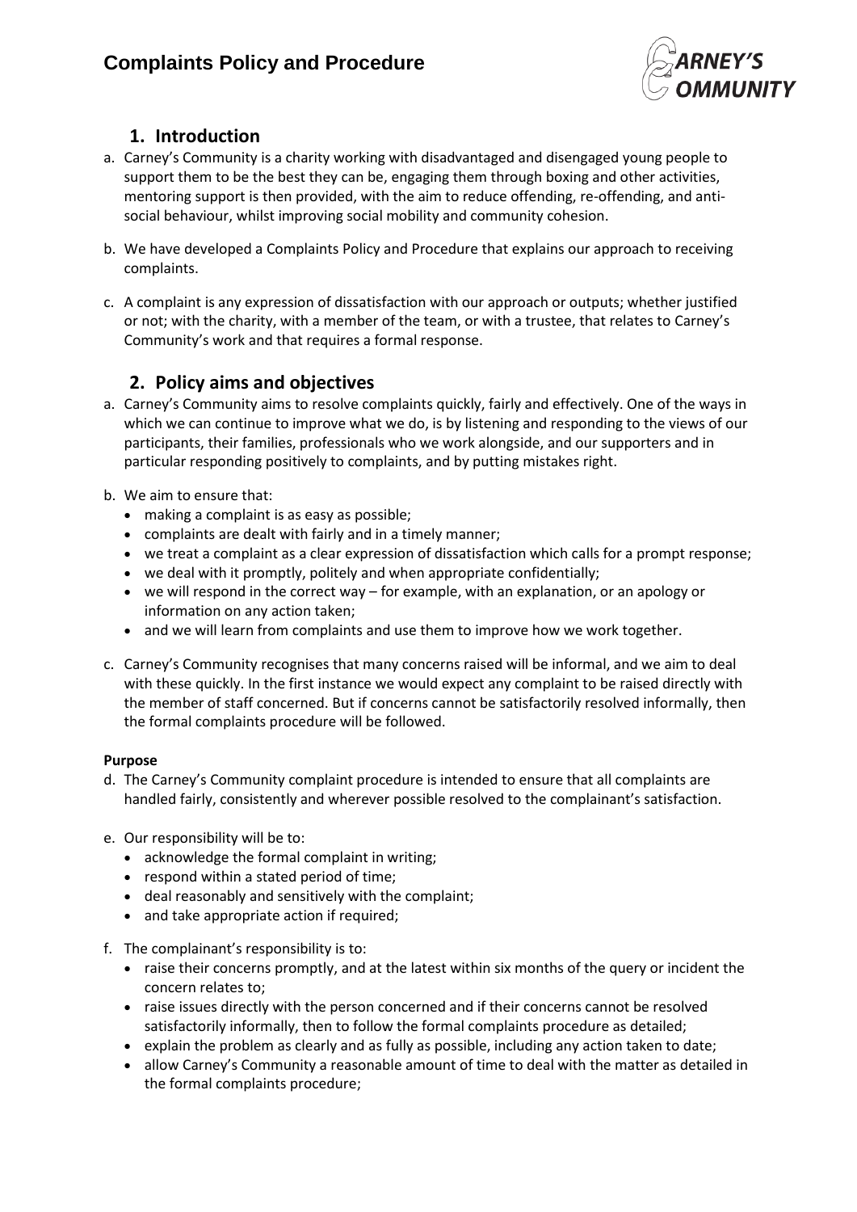# Complaints Policy and Procedure

## 1. Introduction

a. Carney's Community is a charity working with disadvantaged and disengaged young people to support them to be the best they can be, engaging them through boxing and other activities, mentoring support is then provided, with the aim to reduce offending, re-offending, and anti-social behaviour, whilst improving social mobility and community cohesion.

b. We have developed a Complaints Policy and Procedure that explains our approach to receiving complaints.

c. A complaint is any expression of dissatisfaction with our approach or outputs; whether justified or not; with the charity, with a member of the team, or with a trustee, that relates to Carney's Community's work and that requires a formal response.

## 2. Policy aims and objectives

a. Carney's Community aims to resolve complaints quickly, fairly and effectively. One of the ways in which we can continue to improve what we do, is by listening and responding to the views of our participants, their families, professionals who we work alongside, and our supporters and in particular responding positively to complaints, and by putting mistakes right.

b. We aim to ensure that:
- making a complaint is as easy as possible;
- complaints are dealt with fairly and in a timely manner;
- we treat a complaint as a clear expression of dissatisfaction which calls for a prompt response;
- we deal with it promptly, politely and when appropriate confidentially;
- we will respond in the correct way – for example, with an explanation, or an apology or information on any action taken;
- and we will learn from complaints and use them to improve how we work together.

c. Carney's Community recognises that many concerns raised will be informal, and we aim to deal with these quickly. In the first instance we would expect any complaint to be raised directly with the member of staff concerned. But if concerns cannot be satisfactorily resolved informally, then the formal complaints procedure will be followed.

**Purpose**

d. The Carney's Community complaint procedure is intended to ensure that all complaints are handled fairly, consistently and wherever possible resolved to the complainant's satisfaction.

e. Our responsibility will be to:
- acknowledge the formal complaint in writing;
- respond within a stated period of time;
- deal reasonably and sensitively with the complaint;
- and take appropriate action if required;

f. The complainant's responsibility is to:
- raise their concerns promptly, and at the latest within six months of the query or incident the concern relates to;
- raise issues directly with the person concerned and if their concerns cannot be resolved satisfactorily informally, then to follow the formal complaints procedure as detailed;
- explain the problem as clearly and as fully as possible, including any action taken to date;
- allow Carney's Community a reasonable amount of time to deal with the matter as detailed in the formal complaints procedure;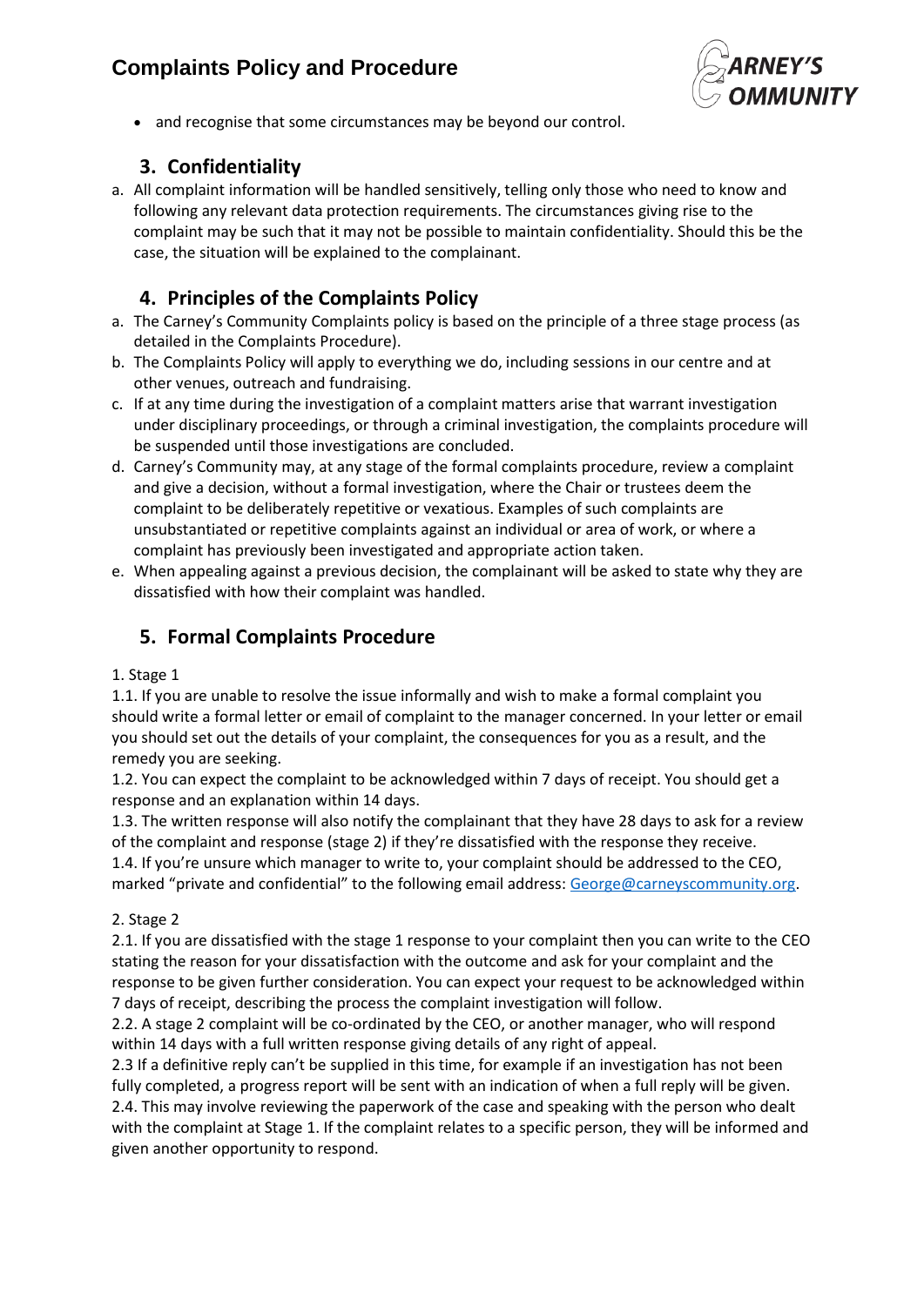- and recognise that some circumstances may be beyond our control.

## 3. Confidentiality

a. All complaint information will be handled sensitively, telling only those who need to know and following any relevant data protection requirements. The circumstances giving rise to the complaint may be such that it may not be possible to maintain confidentiality. Should this be the case, the situation will be explained to the complainant.

## 4. Principles of the Complaints Policy

a. The Carney's Community Complaints policy is based on the principle of a three stage process (as detailed in the Complaints Procedure).
b. The Complaints Policy will apply to everything we do, including sessions in our centre and at other venues, outreach and fundraising.
c. If at any time during the investigation of a complaint matters arise that warrant investigation under disciplinary proceedings, or through a criminal investigation, the complaints procedure will be suspended until those investigations are concluded.
d. Carney's Community may, at any stage of the formal complaints procedure, review a complaint and give a decision, without a formal investigation, where the Chair or trustees deem the complaint to be deliberately repetitive or vexatious. Examples of such complaints are unsubstantiated or repetitive complaints against an individual or area of work, or where a complaint has previously been investigated and appropriate action taken.
e. When appealing against a previous decision, the complainant will be asked to state why they are dissatisfied with how their complaint was handled.

## 5. Formal Complaints Procedure

1. Stage 1

1.1. If you are unable to resolve the issue informally and wish to make a formal complaint you should write a formal letter or email of complaint to the manager concerned. In your letter or email you should set out the details of your complaint, the consequences for you as a result, and the remedy you are seeking.
1.2. You can expect the complaint to be acknowledged within 7 days of receipt. You should get a response and an explanation within 14 days.
1.3. The written response will also notify the complainant that they have 28 days to ask for a review of the complaint and response (stage 2) if they're dissatisfied with the response they receive.
1.4. If you're unsure which manager to write to, your complaint should be addressed to the CEO, marked "private and confidential" to the following email address: George@carneyscommunity.org.

2. Stage 2

2.1. If you are dissatisfied with the stage 1 response to your complaint then you can write to the CEO stating the reason for your dissatisfaction with the outcome and ask for your complaint and the response to be given further consideration. You can expect your request to be acknowledged within 7 days of receipt, describing the process the complaint investigation will follow.
2.2. A stage 2 complaint will be co-ordinated by the CEO, or another manager, who will respond within 14 days with a full written response giving details of any right of appeal.
2.3 If a definitive reply can't be supplied in this time, for example if an investigation has not been fully completed, a progress report will be sent with an indication of when a full reply will be given.
2.4. This may involve reviewing the paperwork of the case and speaking with the person who dealt with the complaint at Stage 1. If the complaint relates to a specific person, they will be informed and given another opportunity to respond.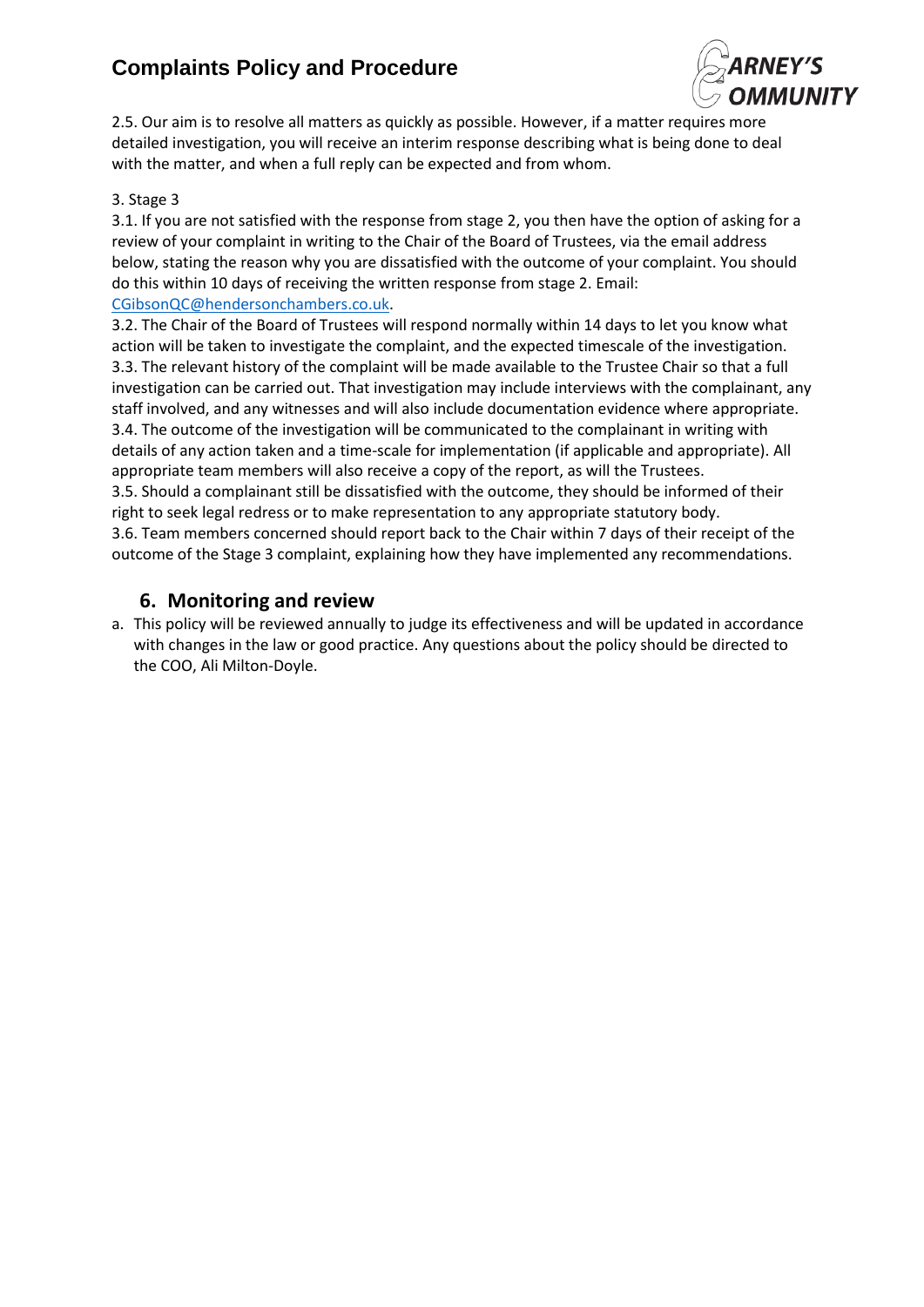2.5. Our aim is to resolve all matters as quickly as possible. However, if a matter requires more detailed investigation, you will receive an interim response describing what is being done to deal with the matter, and when a full reply can be expected and from whom.

3. Stage 3

3.1. If you are not satisfied with the response from stage 2, you then have the option of asking for a review of your complaint in writing to the Chair of the Board of Trustees, via the email address below, stating the reason why you are dissatisfied with the outcome of your complaint. You should do this within 10 days of receiving the written response from stage 2. Email: CGibsonQC@hendersonchambers.co.uk.

3.2. The Chair of the Board of Trustees will respond normally within 14 days to let you know what action will be taken to investigate the complaint, and the expected timescale of the investigation.

3.3. The relevant history of the complaint will be made available to the Trustee Chair so that a full investigation can be carried out. That investigation may include interviews with the complainant, any staff involved, and any witnesses and will also include documentation evidence where appropriate.

3.4. The outcome of the investigation will be communicated to the complainant in writing with details of any action taken and a time-scale for implementation (if applicable and appropriate). All appropriate team members will also receive a copy of the report, as will the Trustees.

3.5. Should a complainant still be dissatisfied with the outcome, they should be informed of their right to seek legal redress or to make representation to any appropriate statutory body.

3.6. Team members concerned should report back to the Chair within 7 days of their receipt of the outcome of the Stage 3 complaint, explaining how they have implemented any recommendations.

## 6. Monitoring and review

a. This policy will be reviewed annually to judge its effectiveness and will be updated in accordance with changes in the law or good practice. Any questions about the policy should be directed to the COO, Ali Milton-Doyle.